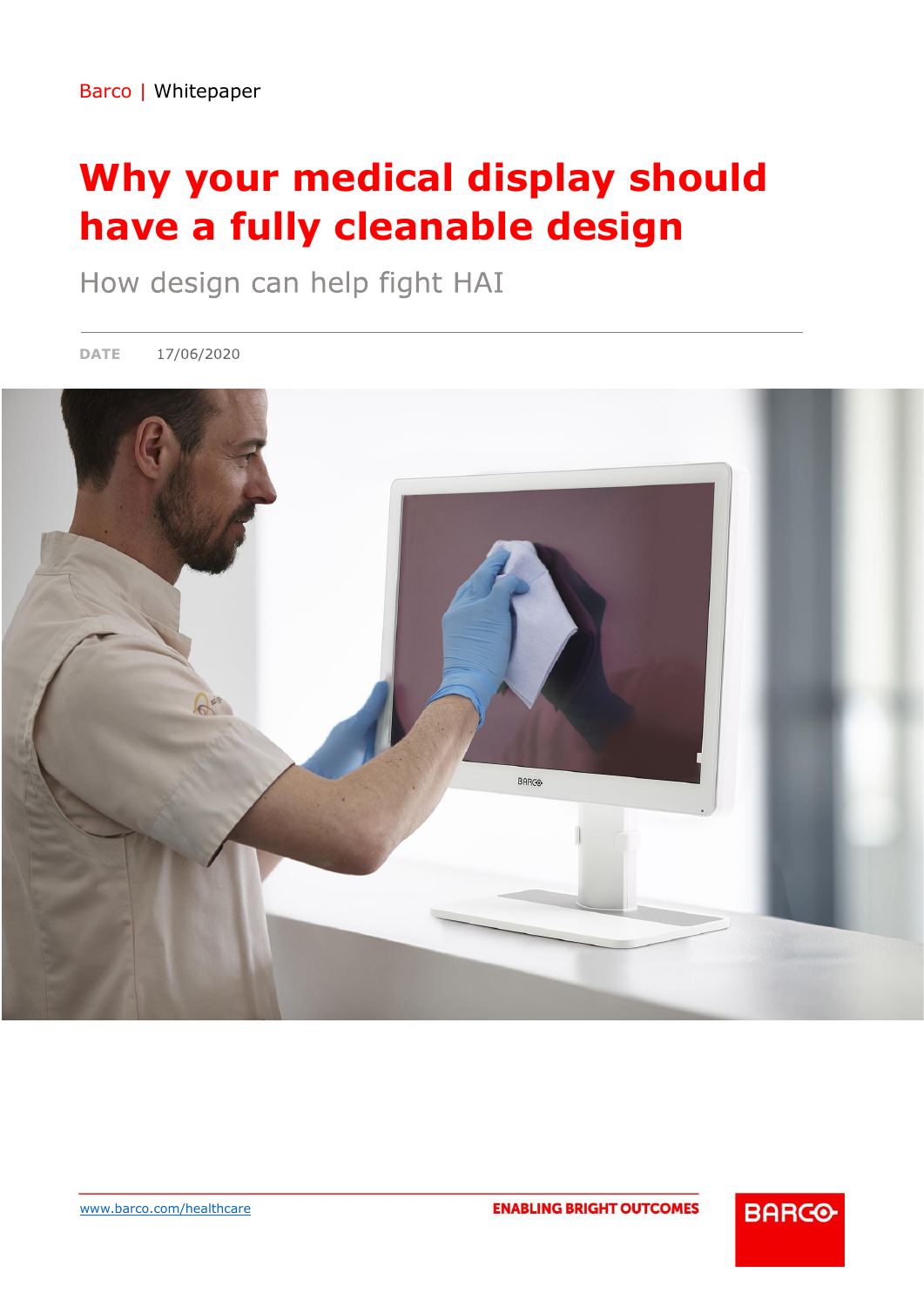Barco | Whitepaper

# Why your medical display should have a fully cleanable design

## How design can help fight HAI

**DATE** 17/06/2020

www.barco.com/healthcare

ENABLING BRIGHT OUTCOMES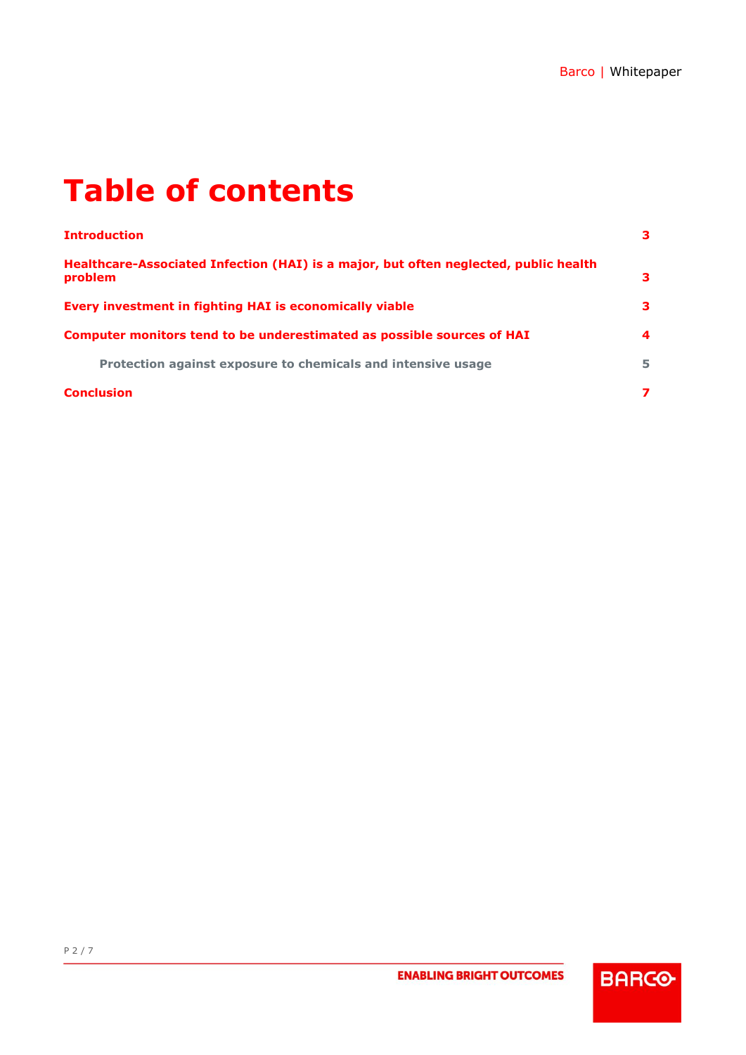# Table of contents

| | |
|---|---|
| **Introduction** | **3** |
| **Healthcare-Associated Infection (HAI) is a major, but often neglected, public health problem** | **3** |
| **Every investment in fighting HAI is economically viable** | **3** |
| **Computer monitors tend to be underestimated as possible sources of HAI** | **4** |
| &nbsp;&nbsp;&nbsp;&nbsp;**Protection against exposure to chemicals and intensive usage** | **5** |
| **Conclusion** | **7** |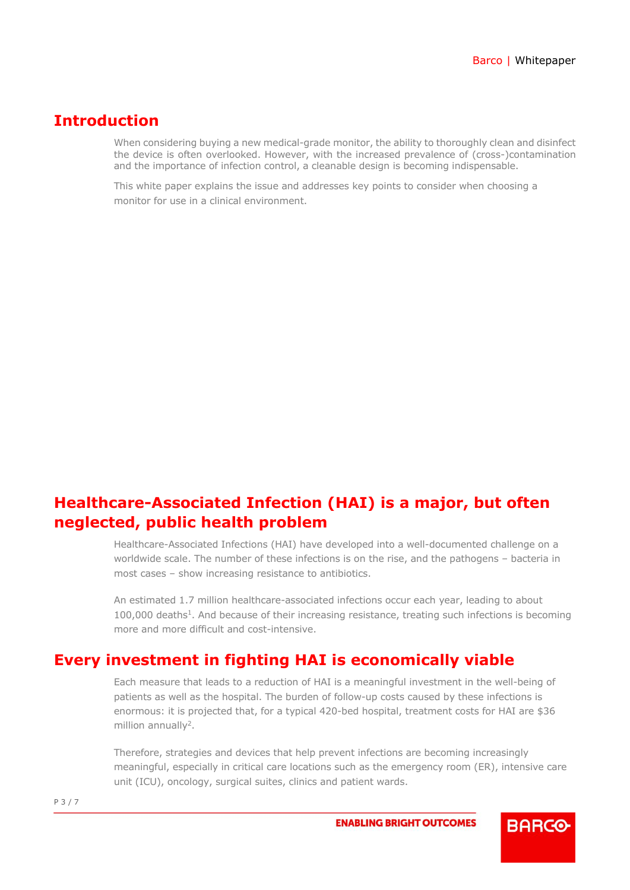# Introduction

When considering buying a new medical-grade monitor, the ability to thoroughly clean and disinfect the device is often overlooked. However, with the increased prevalence of (cross-)contamination and the importance of infection control, a cleanable design is becoming indispensable.

This white paper explains the issue and addresses key points to consider when choosing a monitor for use in a clinical environment.

# Healthcare-Associated Infection (HAI) is a major, but often neglected, public health problem

Healthcare-Associated Infections (HAI) have developed into a well-documented challenge on a worldwide scale. The number of these infections is on the rise, and the pathogens – bacteria in most cases – show increasing resistance to antibiotics.

An estimated 1.7 million healthcare-associated infections occur each year, leading to about 100,000 deaths[1]. And because of their increasing resistance, treating such infections is becoming more and more difficult and cost-intensive.

# Every investment in fighting HAI is economically viable

Each measure that leads to a reduction of HAI is a meaningful investment in the well-being of patients as well as the hospital. The burden of follow-up costs caused by these infections is enormous: it is projected that, for a typical 420-bed hospital, treatment costs for HAI are $36 million annually[2].

Therefore, strategies and devices that help prevent infections are becoming increasingly meaningful, especially in critical care locations such as the emergency room (ER), intensive care unit (ICU), oncology, surgical suites, clinics and patient wards.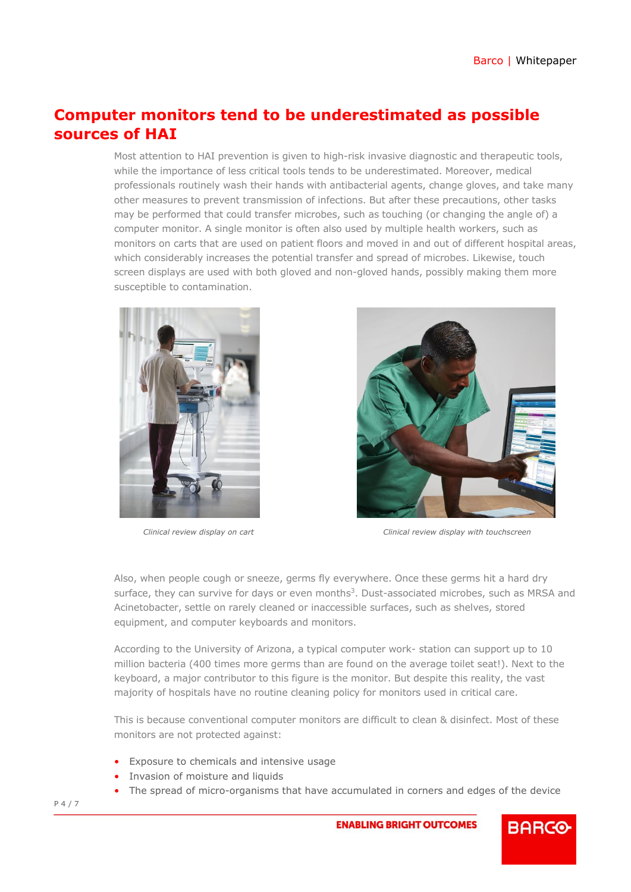## Computer monitors tend to be underestimated as possible sources of HAI

Most attention to HAI prevention is given to high-risk invasive diagnostic and therapeutic tools, while the importance of less critical tools tends to be underestimated. Moreover, medical professionals routinely wash their hands with antibacterial agents, change gloves, and take many other measures to prevent transmission of infections. But after these precautions, other tasks may be performed that could transfer microbes, such as touching (or changing the angle of) a computer monitor. A single monitor is often also used by multiple health workers, such as monitors on carts that are used on patient floors and moved in and out of different hospital areas, which considerably increases the potential transfer and spread of microbes. Likewise, touch screen displays are used with both gloved and non-gloved hands, possibly making them more susceptible to contamination.

*Clinical review display on cart*

*Clinical review display with touchscreen*

Also, when people cough or sneeze, germs fly everywhere. Once these germs hit a hard dry surface, they can survive for days or even months[3]. Dust-associated microbes, such as MRSA and Acinetobacter, settle on rarely cleaned or inaccessible surfaces, such as shelves, stored equipment, and computer keyboards and monitors.

According to the University of Arizona, a typical computer work- station can support up to 10 million bacteria (400 times more germs than are found on the average toilet seat!). Next to the keyboard, a major contributor to this figure is the monitor. But despite this reality, the vast majority of hospitals have no routine cleaning policy for monitors used in critical care.

This is because conventional computer monitors are difficult to clean & disinfect. Most of these monitors are not protected against:

- Exposure to chemicals and intensive usage
- Invasion of moisture and liquids
- The spread of micro-organisms that have accumulated in corners and edges of the device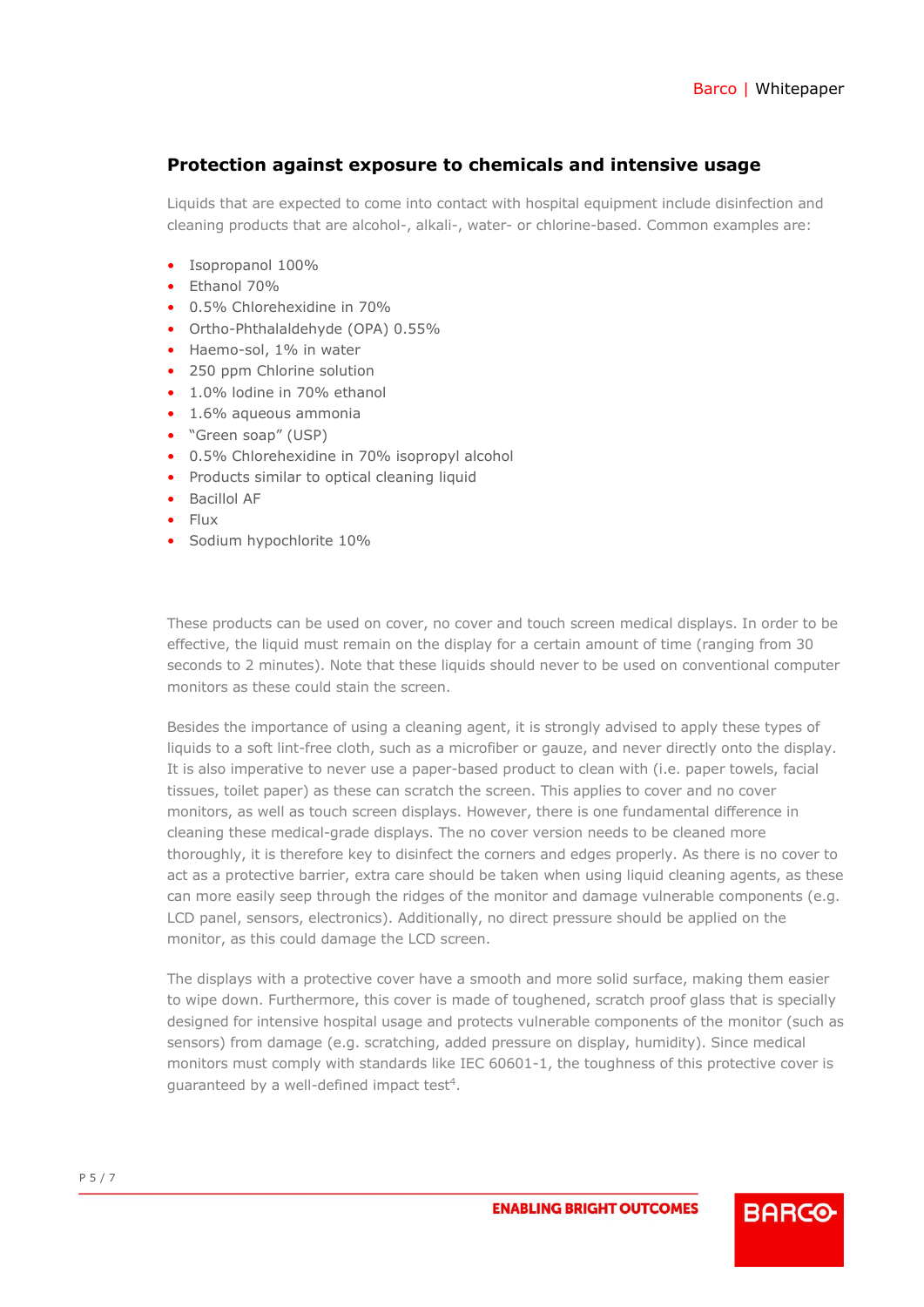## Protection against exposure to chemicals and intensive usage

Liquids that are expected to come into contact with hospital equipment include disinfection and cleaning products that are alcohol-, alkali-, water- or chlorine-based. Common examples are:

- Isopropanol 100%
- Ethanol 70%
- 0.5% Chlorehexidine in 70%
- Ortho-Phthalaldehyde (OPA) 0.55%
- Haemo-sol, 1% in water
- 250 ppm Chlorine solution
- 1.0% Iodine in 70% ethanol
- 1.6% aqueous ammonia
- "Green soap" (USP)
- 0.5% Chlorehexidine in 70% isopropyl alcohol
- Products similar to optical cleaning liquid
- Bacillol AF
- Flux
- Sodium hypochlorite 10%

These products can be used on cover, no cover and touch screen medical displays. In order to be effective, the liquid must remain on the display for a certain amount of time (ranging from 30 seconds to 2 minutes). Note that these liquids should never to be used on conventional computer monitors as these could stain the screen.

Besides the importance of using a cleaning agent, it is strongly advised to apply these types of liquids to a soft lint-free cloth, such as a microfiber or gauze, and never directly onto the display. It is also imperative to never use a paper-based product to clean with (i.e. paper towels, facial tissues, toilet paper) as these can scratch the screen. This applies to cover and no cover monitors, as well as touch screen displays. However, there is one fundamental difference in cleaning these medical-grade displays. The no cover version needs to be cleaned more thoroughly, it is therefore key to disinfect the corners and edges properly. As there is no cover to act as a protective barrier, extra care should be taken when using liquid cleaning agents, as these can more easily seep through the ridges of the monitor and damage vulnerable components (e.g. LCD panel, sensors, electronics). Additionally, no direct pressure should be applied on the monitor, as this could damage the LCD screen.

The displays with a protective cover have a smooth and more solid surface, making them easier to wipe down. Furthermore, this cover is made of toughened, scratch proof glass that is specially designed for intensive hospital usage and protects vulnerable components of the monitor (such as sensors) from damage (e.g. scratching, added pressure on display, humidity). Since medical monitors must comply with standards like IEC 60601-1, the toughness of this protective cover is guaranteed by a well-defined impact test[4].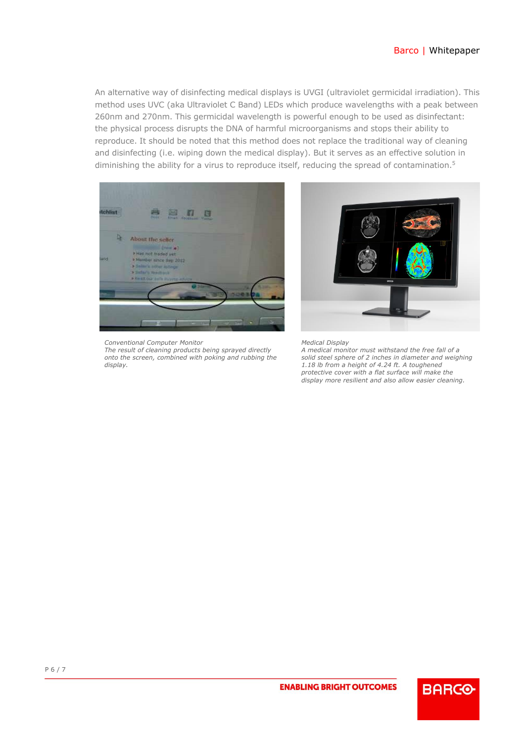An alternative way of disinfecting medical displays is UVGI (ultraviolet germicidal irradiation). This method uses UVC (aka Ultraviolet C Band) LEDs which produce wavelengths with a peak between 260nm and 270nm. This germicidal wavelength is powerful enough to be used as disinfectant: the physical process disrupts the DNA of harmful microorganisms and stops their ability to reproduce. It should be noted that this method does not replace the traditional way of cleaning and disinfecting (i.e. wiping down the medical display). But it serves as an effective solution in diminishing the ability for a virus to reproduce itself, reducing the spread of contamination.[5]

*Conventional Computer Monitor*
*The result of cleaning products being sprayed directly onto the screen, combined with poking and rubbing the display.*

*Medical Display*
*A medical monitor must withstand the free fall of a solid steel sphere of 2 inches in diameter and weighing 1.18 lb from a height of 4.24 ft. A toughened protective cover with a flat surface will make the display more resilient and also allow easier cleaning.*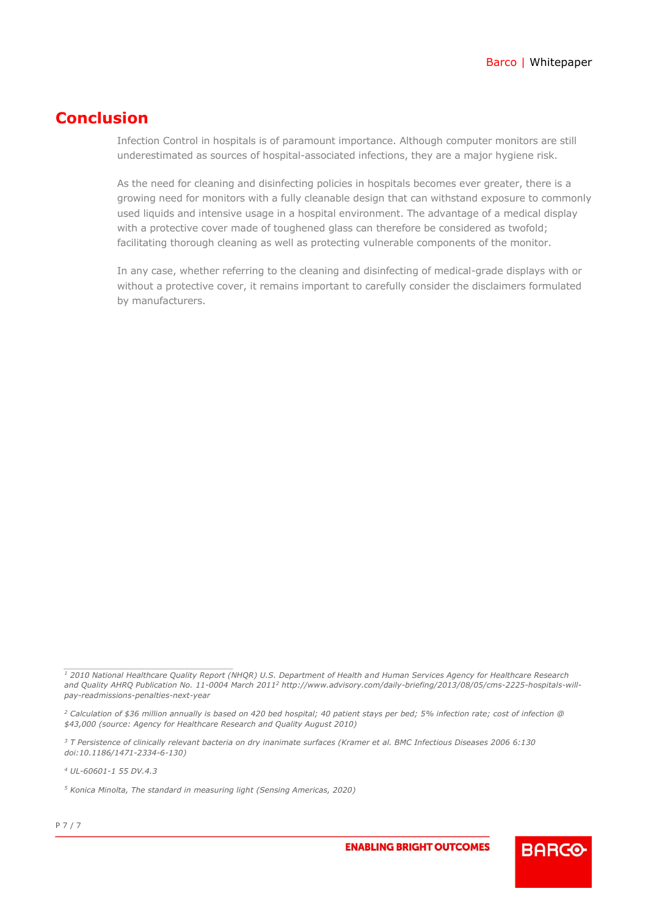# Conclusion

Infection Control in hospitals is of paramount importance. Although computer monitors are still underestimated as sources of hospital-associated infections, they are a major hygiene risk.

As the need for cleaning and disinfecting policies in hospitals becomes ever greater, there is a growing need for monitors with a fully cleanable design that can withstand exposure to commonly used liquids and intensive usage in a hospital environment. The advantage of a medical display with a protective cover made of toughened glass can therefore be considered as twofold; facilitating thorough cleaning as well as protecting vulnerable components of the monitor.

In any case, whether referring to the cleaning and disinfecting of medical-grade displays with or without a protective cover, it remains important to carefully consider the disclaimers formulated by manufacturers.

---

[1] *2010 National Healthcare Quality Report (NHQR) U.S. Department of Health and Human Services Agency for Healthcare Research and Quality AHRQ Publication No. 11-0004 March 2011[2] http://www.advisory.com/daily-briefing/2013/08/05/cms-2225-hospitals-will-pay-readmissions-penalties-next-year*

[2] *Calculation of $36 million annually is based on 420 bed hospital; 40 patient stays per bed; 5% infection rate; cost of infection @ $43,000 (source: Agency for Healthcare Research and Quality August 2010)*

[3] *T Persistence of clinically relevant bacteria on dry inanimate surfaces (Kramer et al. BMC Infectious Diseases 2006 6:130 doi:10.1186/1471-2334-6-130)*

[4] *UL-60601-1 55 DV.4.3*

[5] *Konica Minolta, The standard in measuring light (Sensing Americas, 2020)*